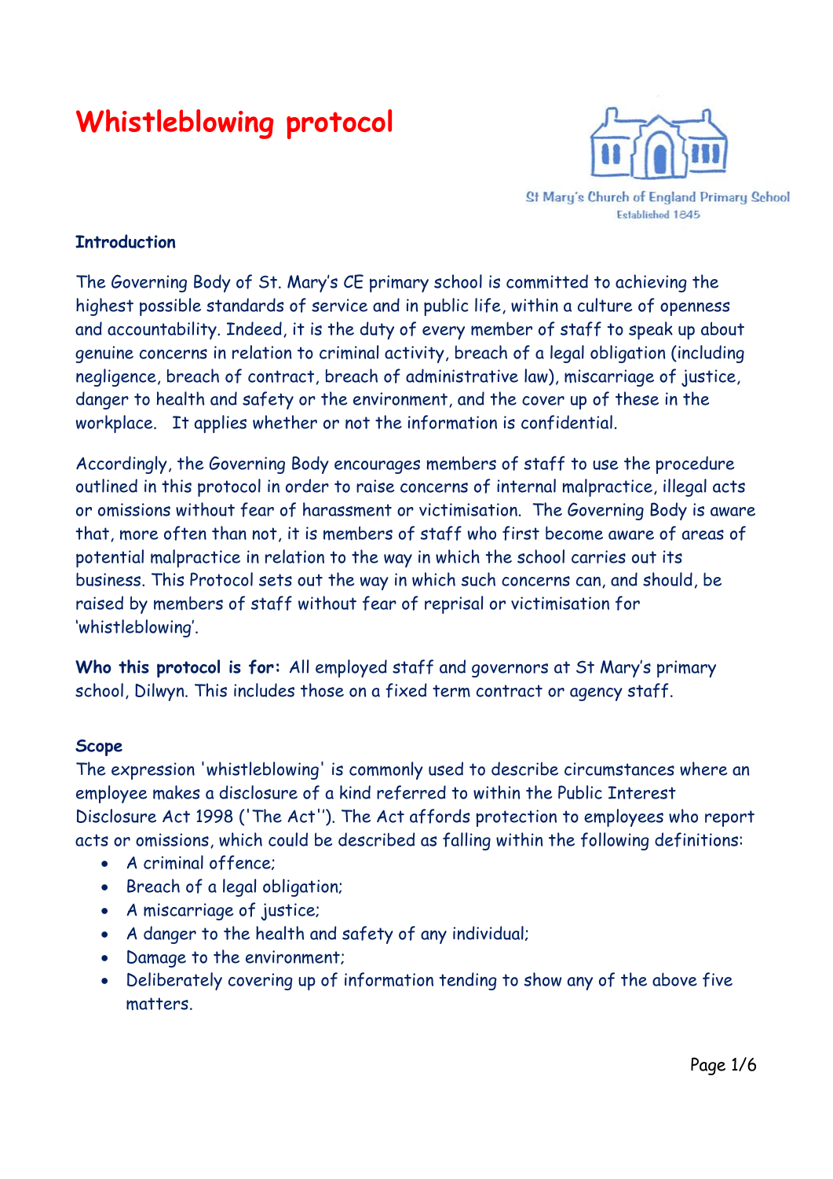# Whistleblowing protocol

St Mary's Church of England Primary School
Established 1845

**Introduction**

The Governing Body of St. Mary's CE primary school is committed to achieving the highest possible standards of service and in public life, within a culture of openness and accountability. Indeed, it is the duty of every member of staff to speak up about genuine concerns in relation to criminal activity, breach of a legal obligation (including negligence, breach of contract, breach of administrative law), miscarriage of justice, danger to health and safety or the environment, and the cover up of these in the workplace. It applies whether or not the information is confidential.

Accordingly, the Governing Body encourages members of staff to use the procedure outlined in this protocol in order to raise concerns of internal malpractice, illegal acts or omissions without fear of harassment or victimisation. The Governing Body is aware that, more often than not, it is members of staff who first become aware of areas of potential malpractice in relation to the way in which the school carries out its business. This Protocol sets out the way in which such concerns can, and should, be raised by members of staff without fear of reprisal or victimisation for 'whistleblowing'.

**Who this protocol is for:** All employed staff and governors at St Mary's primary school, Dilwyn. This includes those on a fixed term contract or agency staff.

**Scope**

The expression 'whistleblowing' is commonly used to describe circumstances where an employee makes a disclosure of a kind referred to within the Public Interest Disclosure Act 1998 ('The Act''). The Act affords protection to employees who report acts or omissions, which could be described as falling within the following definitions:

- A criminal offence;
- Breach of a legal obligation;
- A miscarriage of justice;
- A danger to the health and safety of any individual;
- Damage to the environment;
- Deliberately covering up of information tending to show any of the above five matters.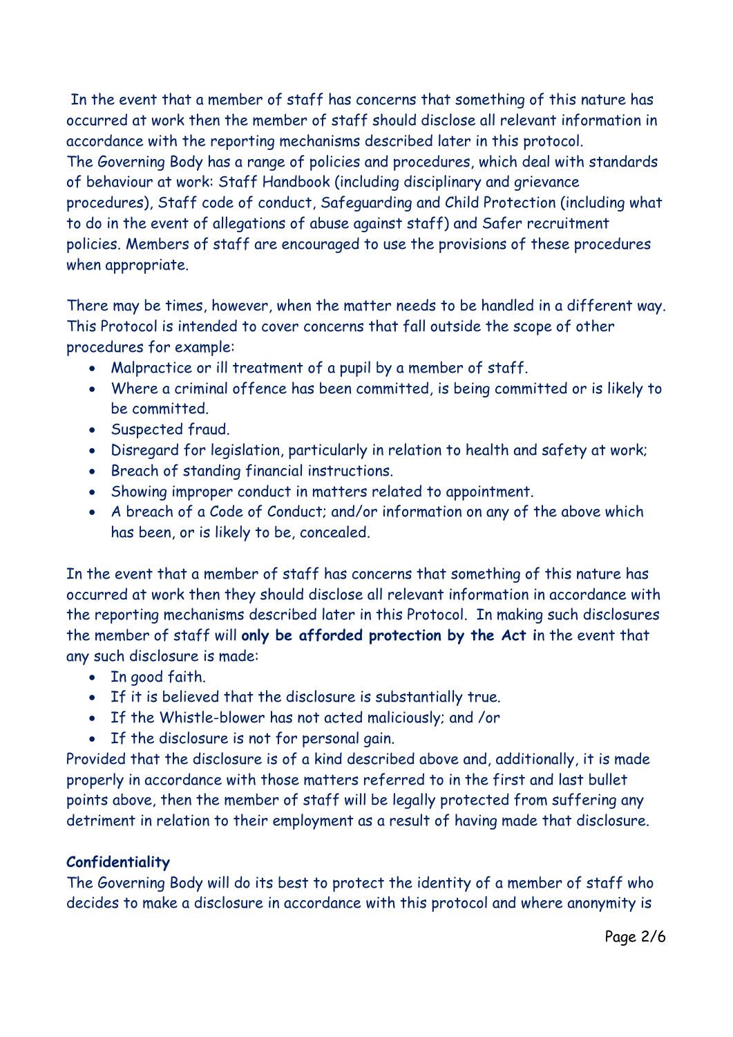In the event that a member of staff has concerns that something of this nature has occurred at work then the member of staff should disclose all relevant information in accordance with the reporting mechanisms described later in this protocol.
The Governing Body has a range of policies and procedures, which deal with standards of behaviour at work: Staff Handbook (including disciplinary and grievance procedures), Staff code of conduct, Safeguarding and Child Protection (including what to do in the event of allegations of abuse against staff) and Safer recruitment policies. Members of staff are encouraged to use the provisions of these procedures when appropriate.

There may be times, however, when the matter needs to be handled in a different way. This Protocol is intended to cover concerns that fall outside the scope of other procedures for example:

- Malpractice or ill treatment of a pupil by a member of staff.
- Where a criminal offence has been committed, is being committed or is likely to be committed.
- Suspected fraud.
- Disregard for legislation, particularly in relation to health and safety at work;
- Breach of standing financial instructions.
- Showing improper conduct in matters related to appointment.
- A breach of a Code of Conduct; and/or information on any of the above which has been, or is likely to be, concealed.

In the event that a member of staff has concerns that something of this nature has occurred at work then they should disclose all relevant information in accordance with the reporting mechanisms described later in this Protocol. In making such disclosures the member of staff will **only be afforded protection by the Act i**n the event that any such disclosure is made:

- In good faith.
- If it is believed that the disclosure is substantially true.
- If the Whistle-blower has not acted maliciously; and /or
- If the disclosure is not for personal gain.

Provided that the disclosure is of a kind described above and, additionally, it is made properly in accordance with those matters referred to in the first and last bullet points above, then the member of staff will be legally protected from suffering any detriment in relation to their employment as a result of having made that disclosure.

**Confidentiality**

The Governing Body will do its best to protect the identity of a member of staff who decides to make a disclosure in accordance with this protocol and where anonymity is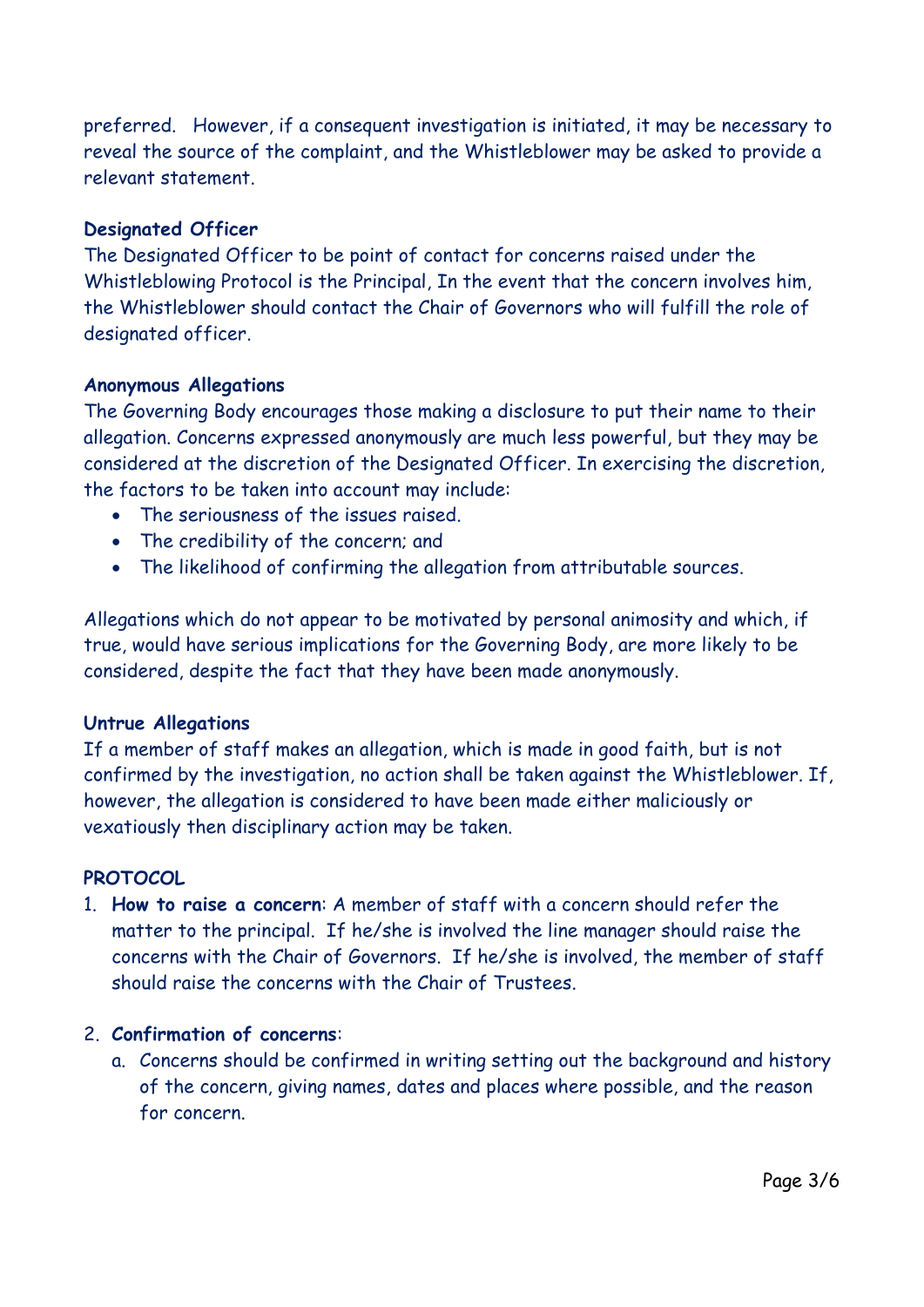preferred. However, if a consequent investigation is initiated, it may be necessary to reveal the source of the complaint, and the Whistleblower may be asked to provide a relevant statement.

**Designated Officer**

The Designated Officer to be point of contact for concerns raised under the Whistleblowing Protocol is the Principal, In the event that the concern involves him, the Whistleblower should contact the Chair of Governors who will fulfill the role of designated officer.

**Anonymous Allegations**

The Governing Body encourages those making a disclosure to put their name to their allegation. Concerns expressed anonymously are much less powerful, but they may be considered at the discretion of the Designated Officer. In exercising the discretion, the factors to be taken into account may include:

- The seriousness of the issues raised.
- The credibility of the concern; and
- The likelihood of confirming the allegation from attributable sources.

Allegations which do not appear to be motivated by personal animosity and which, if true, would have serious implications for the Governing Body, are more likely to be considered, despite the fact that they have been made anonymously.

**Untrue Allegations**

If a member of staff makes an allegation, which is made in good faith, but is not confirmed by the investigation, no action shall be taken against the Whistleblower. If, however, the allegation is considered to have been made either maliciously or vexatiously then disciplinary action may be taken.

**PROTOCOL**

1. **How to raise a concern**: A member of staff with a concern should refer the matter to the principal. If he/she is involved the line manager should raise the concerns with the Chair of Governors. If he/she is involved, the member of staff should raise the concerns with the Chair of Trustees.

2. **Confirmation of concerns**:
    a. Concerns should be confirmed in writing setting out the background and history of the concern, giving names, dates and places where possible, and the reason for concern.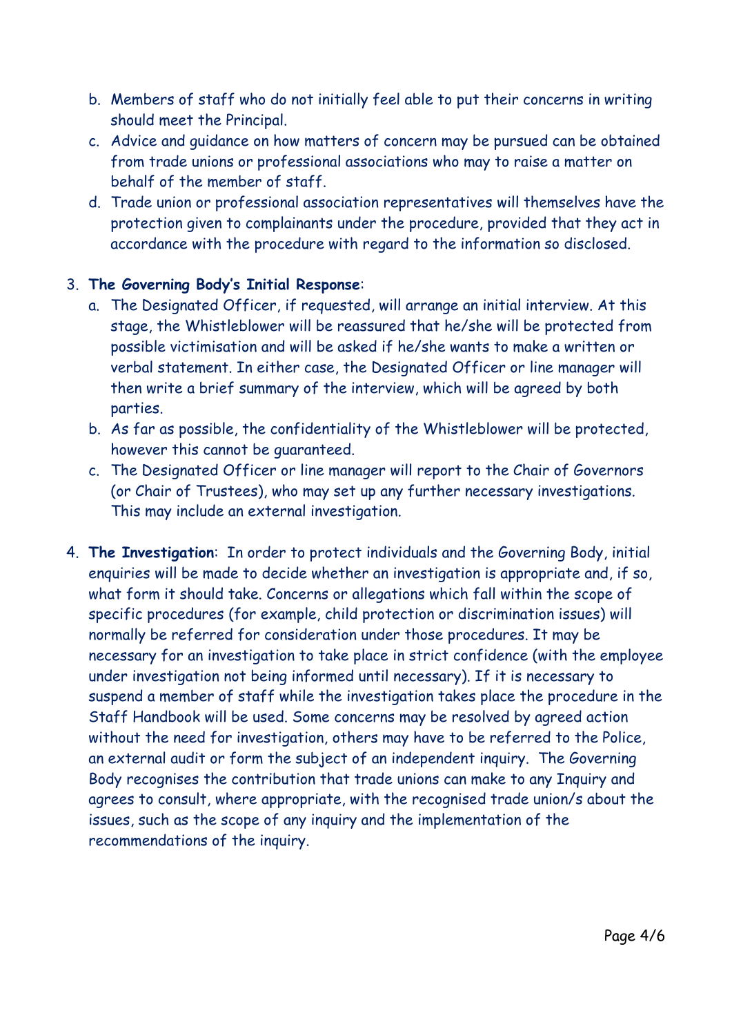b. Members of staff who do not initially feel able to put their concerns in writing should meet the Principal.
c. Advice and guidance on how matters of concern may be pursued can be obtained from trade unions or professional associations who may to raise a matter on behalf of the member of staff.
d. Trade union or professional association representatives will themselves have the protection given to complainants under the procedure, provided that they act in accordance with the procedure with regard to the information so disclosed.

3. **The Governing Body's Initial Response**:
   a. The Designated Officer, if requested, will arrange an initial interview. At this stage, the Whistleblower will be reassured that he/she will be protected from possible victimisation and will be asked if he/she wants to make a written or verbal statement. In either case, the Designated Officer or line manager will then write a brief summary of the interview, which will be agreed by both parties.
   b. As far as possible, the confidentiality of the Whistleblower will be protected, however this cannot be guaranteed.
   c. The Designated Officer or line manager will report to the Chair of Governors (or Chair of Trustees), who may set up any further necessary investigations. This may include an external investigation.

4. **The Investigation**: In order to protect individuals and the Governing Body, initial enquiries will be made to decide whether an investigation is appropriate and, if so, what form it should take. Concerns or allegations which fall within the scope of specific procedures (for example, child protection or discrimination issues) will normally be referred for consideration under those procedures. It may be necessary for an investigation to take place in strict confidence (with the employee under investigation not being informed until necessary). If it is necessary to suspend a member of staff while the investigation takes place the procedure in the Staff Handbook will be used. Some concerns may be resolved by agreed action without the need for investigation, others may have to be referred to the Police, an external audit or form the subject of an independent inquiry. The Governing Body recognises the contribution that trade unions can make to any Inquiry and agrees to consult, where appropriate, with the recognised trade union/s about the issues, such as the scope of any inquiry and the implementation of the recommendations of the inquiry.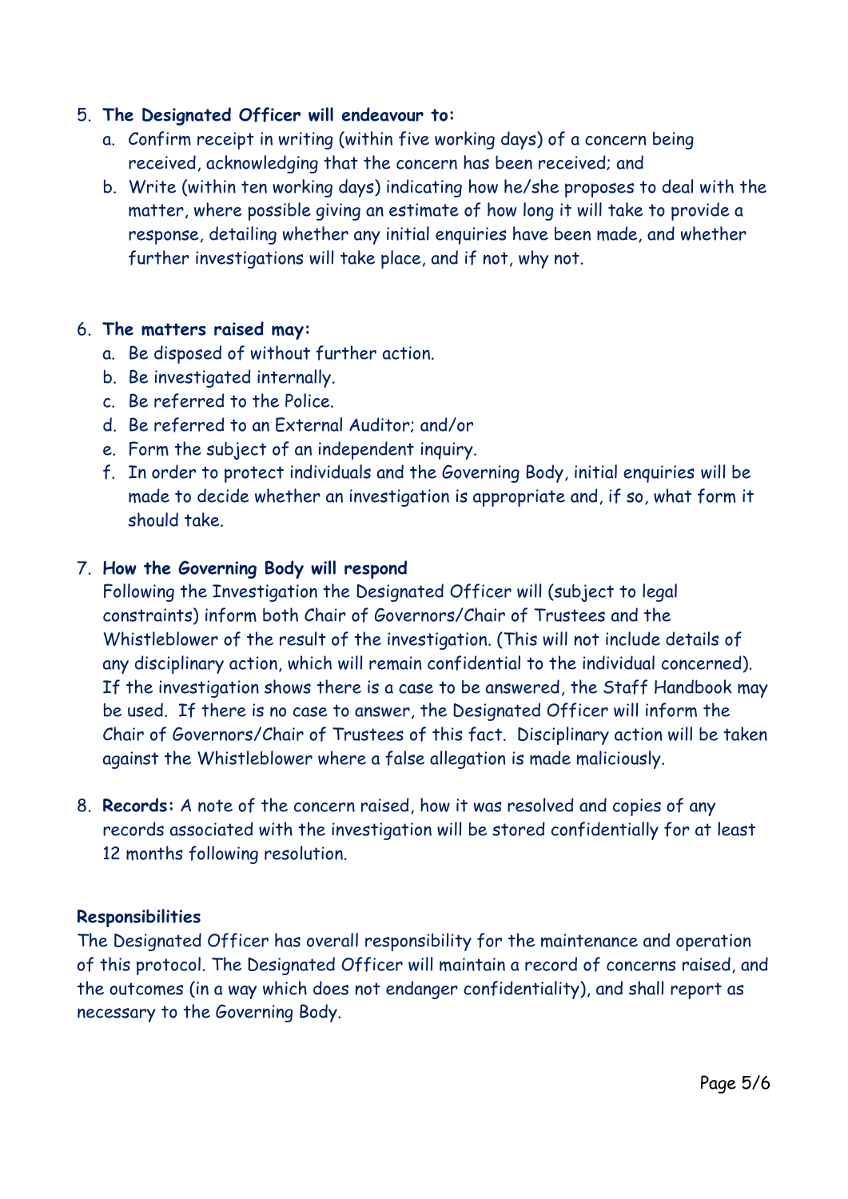5. **The Designated Officer will endeavour to:**
   a. Confirm receipt in writing (within five working days) of a concern being received, acknowledging that the concern has been received; and
   b. Write (within ten working days) indicating how he/she proposes to deal with the matter, where possible giving an estimate of how long it will take to provide a response, detailing whether any initial enquiries have been made, and whether further investigations will take place, and if not, why not.

6. **The matters raised may:**
   a. Be disposed of without further action.
   b. Be investigated internally.
   c. Be referred to the Police.
   d. Be referred to an External Auditor; and/or
   e. Form the subject of an independent inquiry.
   f. In order to protect individuals and the Governing Body, initial enquiries will be made to decide whether an investigation is appropriate and, if so, what form it should take.

7. **How the Governing Body will respond**
   Following the Investigation the Designated Officer will (subject to legal constraints) inform both Chair of Governors/Chair of Trustees and the Whistleblower of the result of the investigation. (This will not include details of any disciplinary action, which will remain confidential to the individual concerned). If the investigation shows there is a case to be answered, the Staff Handbook may be used. If there is no case to answer, the Designated Officer will inform the Chair of Governors/Chair of Trustees of this fact. Disciplinary action will be taken against the Whistleblower where a false allegation is made maliciously.

8. **Records:** A note of the concern raised, how it was resolved and copies of any records associated with the investigation will be stored confidentially for at least 12 months following resolution.

**Responsibilities**

The Designated Officer has overall responsibility for the maintenance and operation of this protocol. The Designated Officer will maintain a record of concerns raised, and the outcomes (in a way which does not endanger confidentiality), and shall report as necessary to the Governing Body.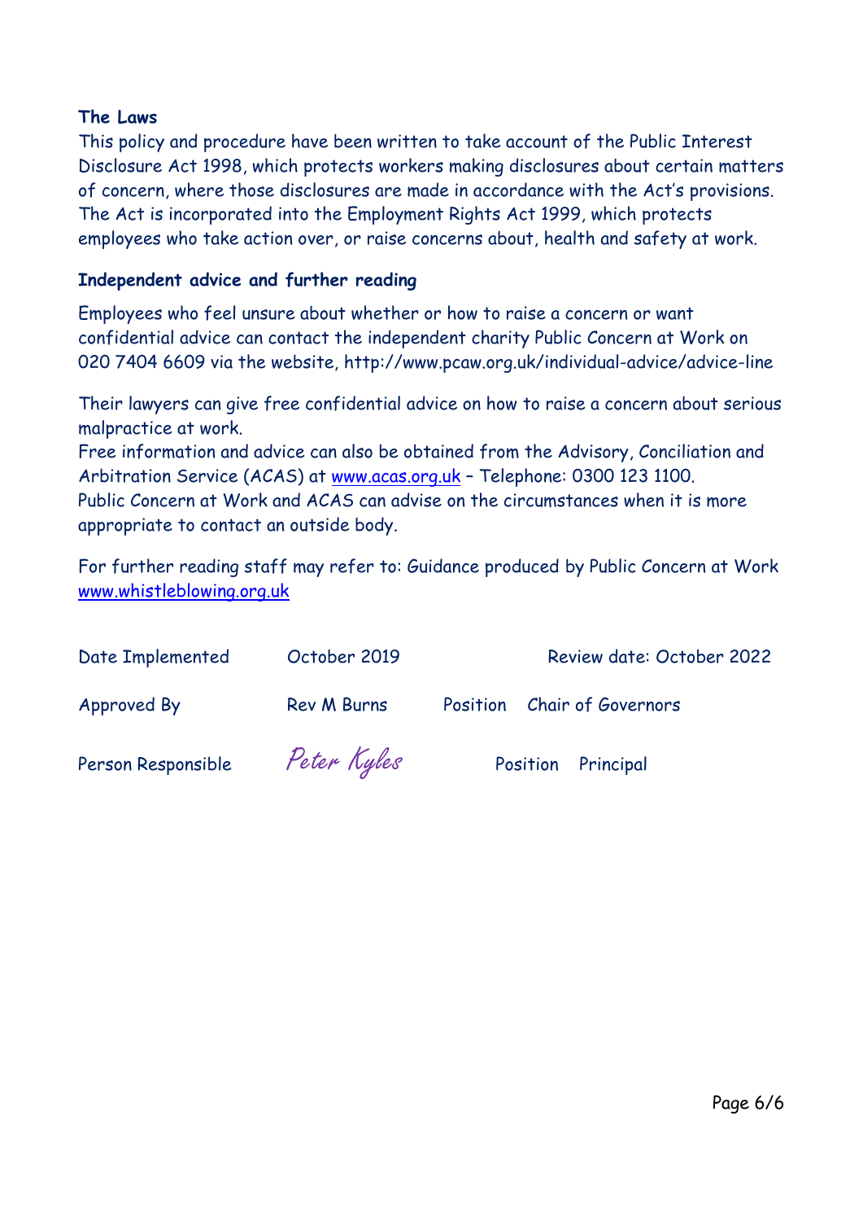**The Laws**

This policy and procedure have been written to take account of the Public Interest Disclosure Act 1998, which protects workers making disclosures about certain matters of concern, where those disclosures are made in accordance with the Act's provisions. The Act is incorporated into the Employment Rights Act 1999, which protects employees who take action over, or raise concerns about, health and safety at work.

**Independent advice and further reading**

Employees who feel unsure about whether or how to raise a concern or want confidential advice can contact the independent charity Public Concern at Work on 020 7404 6609 via the website, http://www.pcaw.org.uk/individual-advice/advice-line

Their lawyers can give free confidential advice on how to raise a concern about serious malpractice at work.
Free information and advice can also be obtained from the Advisory, Conciliation and Arbitration Service (ACAS) at www.acas.org.uk – Telephone: 0300 123 1100.
Public Concern at Work and ACAS can advise on the circumstances when it is more appropriate to contact an outside body.

For further reading staff may refer to: Guidance produced by Public Concern at Work www.whistleblowing.org.uk

| | | | |
|---|---|---|---|
| Date Implemented | October 2019 | | Review date: October 2022 |
| Approved By | Rev M Burns | Position | Chair of Governors |
| Person Responsible | Peter Kyles | Position | Principal |